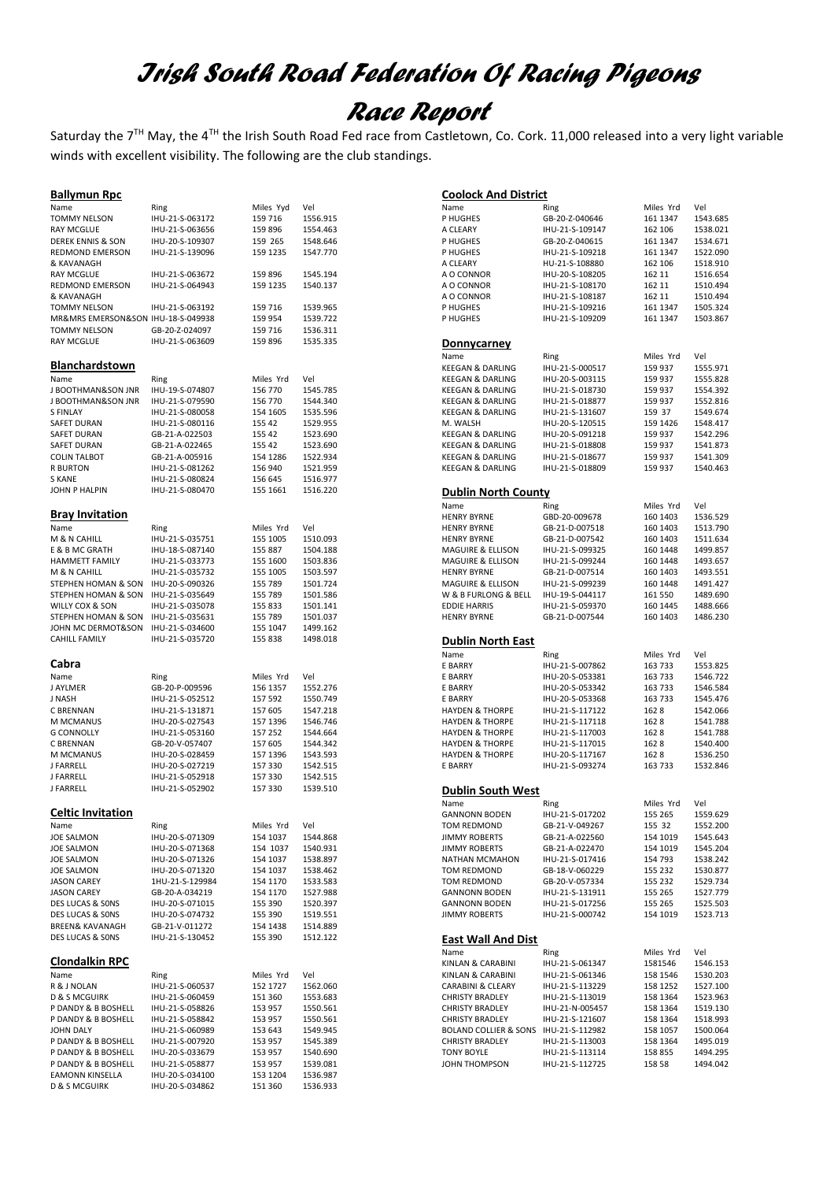# Irish South Road Federation Of Racing Pigeons

# Race Report

Saturday the 7[TH] May, the 4[TH] the Irish South Road Fed race from Castletown, Co. Cork. 11,000 released into a very light variable winds with excellent visibility. The following are the club standings.

## Ballymun Rpc

| Name | Ring | Miles Yyd | Vel |
|---|---|---|---|
| TOMMY NELSON | IHU-21-S-063172 | 159 716 | 1556.915 |
| RAY MCGLUE | IHU-21-S-063656 | 159 896 | 1554.463 |
| DEREK ENNIS & SON | IHU-20-S-109307 | 159 265 | 1548.646 |
| REDMOND EMERSON & KAVANAGH | IHU-21-S-139096 | 159 1235 | 1547.770 |
| RAY MCGLUE | IHU-21-S-063672 | 159 896 | 1545.194 |
| REDMOND EMERSON & KAVANAGH | IHU-21-S-064943 | 159 1235 | 1540.137 |
| TOMMY NELSON | IHU-21-S-063192 | 159 716 | 1539.965 |
| MR&MRS EMERSON&SON | IHU-18-S-049938 | 159 954 | 1539.722 |
| TOMMY NELSON | GB-20-Z-024097 | 159 716 | 1536.311 |
| RAY MCGLUE | IHU-21-S-063609 | 159 896 | 1535.335 |

## Blanchardstown

| Name | Ring | Miles Yrd | Vel |
|---|---|---|---|
| J BOOTHMAN&SON JNR | IHU-19-S-074807 | 156 770 | 1545.785 |
| J BOOTHMAN&SON JNR | IHU-21-S-079590 | 156 770 | 1544.340 |
| S FINLAY | IHU-21-S-080058 | 154 1605 | 1535.596 |
| SAFET DURAN | IHU-21-S-080116 | 155 42 | 1529.955 |
| SAFET DURAN | GB-21-A-022503 | 155 42 | 1523.690 |
| SAFET DURAN | GB-21-A-022465 | 155 42 | 1523.690 |
| COLIN TALBOT | GB-21-A-005916 | 154 1286 | 1522.934 |
| R BURTON | IHU-21-S-081262 | 156 940 | 1521.959 |
| S KANE | IHU-21-S-080824 | 156 645 | 1516.977 |
| JOHN P HALPIN | IHU-21-S-080470 | 155 1661 | 1516.220 |

## Bray Invitation

| Name | Ring | Miles Yrd | Vel |
|---|---|---|---|
| M & N CAHILL | IHU-21-S-035751 | 155 1005 | 1510.093 |
| E & B MC GRATH | IHU-18-S-087140 | 155 887 | 1504.188 |
| HAMMETT FAMILY | IHU-21-S-033773 | 155 1600 | 1503.836 |
| M & N CAHILL | IHU-21-S-035732 | 155 1005 | 1503.597 |
| STEPHEN HOMAN & SON | IHU-20-S-090326 | 155 789 | 1501.724 |
| STEPHEN HOMAN & SON | IHU-21-S-035649 | 155 789 | 1501.586 |
| WILLY COX & SON | IHU-21-S-035078 | 155 833 | 1501.141 |
| STEPHEN HOMAN & SON | IHU-21-S-035631 | 155 789 | 1501.037 |
| JOHN MC DERMOT&SON | IHU-21-S-034600 | 155 1047 | 1499.162 |
| CAHILL FAMILY | IHU-21-S-035720 | 155 838 | 1498.018 |

## Cabra

| Name | Ring | Miles Yrd | Vel |
|---|---|---|---|
| J AYLMER | GB-20-P-009596 | 156 1357 | 1552.276 |
| J NASH | IHU-21-S-052512 | 157 592 | 1550.749 |
| C BRENNAN | IHU-21-S-131871 | 157 605 | 1547.218 |
| M MCMANUS | IHU-20-S-027543 | 157 1396 | 1546.746 |
| G CONNOLLY | IHU-21-S-053160 | 157 252 | 1544.664 |
| C BRENNAN | GB-20-V-057407 | 157 605 | 1544.342 |
| M MCMANUS | IHU-20-S-028459 | 157 1396 | 1543.593 |
| J FARRELL | IHU-20-S-027219 | 157 330 | 1542.515 |
| J FARRELL | IHU-21-S-052918 | 157 330 | 1542.515 |
| J FARRELL | IHU-21-S-052902 | 157 330 | 1539.510 |

## Celtic Invitation

| Name | Ring | Miles Yrd | Vel |
|---|---|---|---|
| JOE SALMON | IHU-20-S-071309 | 154 1037 | 1544.868 |
| JOE SALMON | IHU-20-S-071368 | 154 1037 | 1540.931 |
| JOE SALMON | IHU-20-S-071326 | 154 1037 | 1538.897 |
| JOE SALMON | IHU-20-S-071320 | 154 1037 | 1538.462 |
| JASON CAREY | 1HU-21-S-129984 | 154 1170 | 1533.583 |
| JASON CAREY | GB-20-A-034219 | 154 1170 | 1527.988 |
| DES LUCAS & S0NS | IHU-20-S-071015 | 155 390 | 1520.397 |
| DES LUCAS & S0NS | IHU-20-S-074732 | 155 390 | 1519.551 |
| BREEN& KAVANAGH | GB-21-V-011272 | 154 1438 | 1514.889 |
| DES LUCAS & S0NS | IHU-21-S-130452 | 155 390 | 1512.122 |

## Clondalkin RPC

| Name | Ring | Miles Yrd | Vel |
|---|---|---|---|
| R & J NOLAN | IHU-21-S-060537 | 152 1727 | 1562.060 |
| D & S MCGUIRK | IHU-21-S-060459 | 151 360 | 1553.683 |
| P DANDY & B BOSHELL | IHU-21-S-058826 | 153 957 | 1550.561 |
| P DANDY & B BOSHELL | IHU-21-S-058842 | 153 957 | 1550.561 |
| JOHN DALY | IHU-21-S-060989 | 153 643 | 1549.945 |
| P DANDY & B BOSHELL | IHU-21-S-007920 | 153 957 | 1545.389 |
| P DANDY & B BOSHELL | IHU-20-S-033679 | 153 957 | 1540.690 |
| P DANDY & B BOSHELL | IHU-21-S-058877 | 153 957 | 1539.081 |
| EAMONN KINSELLA | IHU-20-S-034100 | 153 1204 | 1536.987 |
| D & S MCGUIRK | IHU-20-S-034862 | 151 360 | 1536.933 |

## Coolock And District

| Name | Ring | Miles Yrd | Vel |
|---|---|---|---|
| P HUGHES | GB-20-Z-040646 | 161 1347 | 1543.685 |
| A CLEARY | IHU-21-S-109147 | 162 106 | 1538.021 |
| P HUGHES | GB-20-Z-040615 | 161 1347 | 1534.671 |
| P HUGHES | IHU-21-S-109218 | 161 1347 | 1522.090 |
| A CLEARY | HU-21-S-108880 | 162 106 | 1518.910 |
| A O CONNOR | IHU-20-S-108205 | 162 11 | 1516.654 |
| A O CONNOR | IHU-21-S-108170 | 162 11 | 1510.494 |
| A O CONNOR | IHU-21-S-108187 | 162 11 | 1510.494 |
| P HUGHES | IHU-21-S-109216 | 161 1347 | 1505.324 |
| P HUGHES | IHU-21-S-109209 | 161 1347 | 1503.867 |

## Donnycarney

| Name | Ring | Miles Yrd | Vel |
|---|---|---|---|
| KEEGAN & DARLING | IHU-21-S-000517 | 159 937 | 1555.971 |
| KEEGAN & DARLING | IHU-20-S-003115 | 159 937 | 1555.828 |
| KEEGAN & DARLING | IHU-21-S-018730 | 159 937 | 1554.392 |
| KEEGAN & DARLING | IHU-21-S-018877 | 159 937 | 1552.816 |
| KEEGAN & DARLING | IHU-21-S-131607 | 159 37 | 1549.674 |
| M. WALSH | IHU-20-S-120515 | 159 1426 | 1548.417 |
| KEEGAN & DARLING | IHU-20-S-091218 | 159 937 | 1542.296 |
| KEEGAN & DARLING | IHU-21-S-018808 | 159 937 | 1541.873 |
| KEEGAN & DARLING | IHU-21-S-018677 | 159 937 | 1541.309 |
| KEEGAN & DARLING | IHU-21-S-018809 | 159 937 | 1540.463 |

## Dublin North County

| Name | Ring | Miles Yrd | Vel |
|---|---|---|---|
| HENRY BYRNE | GBD-20-009678 | 160 1403 | 1536.529 |
| HENRY BYRNE | GB-21-D-007518 | 160 1403 | 1513.790 |
| HENRY BYRNE | GB-21-D-007542 | 160 1403 | 1511.634 |
| MAGUIRE & ELLISON | IHU-21-S-099325 | 160 1448 | 1499.857 |
| MAGUIRE & ELLISON | IHU-21-S-099244 | 160 1448 | 1493.657 |
| HENRY BYRNE | GB-21-D-007514 | 160 1403 | 1493.551 |
| MAGUIRE & ELLISON | IHU-21-S-099239 | 160 1448 | 1491.427 |
| W & B FURLONG & BELL | IHU-19-S-044117 | 161 550 | 1489.690 |
| EDDIE HARRIS | IHU-21-S-059370 | 160 1445 | 1488.666 |
| HENRY BYRNE | GB-21-D-007544 | 160 1403 | 1486.230 |

## Dublin North East

| Name | Ring | Miles Yrd | Vel |
|---|---|---|---|
| E BARRY | IHU-21-S-007862 | 163 733 | 1553.825 |
| E BARRY | IHU-20-S-053381 | 163 733 | 1546.722 |
| E BARRY | IHU-20-S-053342 | 163 733 | 1546.584 |
| E BARRY | IHU-20-S-053368 | 163 733 | 1545.476 |
| HAYDEN & THORPE | IHU-21-S-117122 | 162 8 | 1542.066 |
| HAYDEN & THORPE | IHU-21-S-117118 | 162 8 | 1541.788 |
| HAYDEN & THORPE | IHU-21-S-117003 | 162 8 | 1541.788 |
| HAYDEN & THORPE | IHU-21-S-117015 | 162 8 | 1540.400 |
| HAYDEN & THORPE | IHU-20-S-117167 | 162 8 | 1536.250 |
| E BARRY | IHU-21-S-093274 | 163 733 | 1532.846 |

## Dublin South West

| Name | Ring | Miles Yrd | Vel |
|---|---|---|---|
| GANNONN BODEN | IHU-21-S-017202 | 155 265 | 1559.629 |
| TOM REDMOND | GB-21-V-049267 | 155 32 | 1552.200 |
| JIMMY ROBERTS | GB-21-A-022560 | 154 1019 | 1545.643 |
| JIMMY ROBERTS | GB-21-A-022470 | 154 1019 | 1545.204 |
| NATHAN MCMAHON | IHU-21-S-017416 | 154 793 | 1538.242 |
| TOM REDMOND | GB-18-V-060229 | 155 232 | 1530.877 |
| TOM REDMOND | GB-20-V-057334 | 155 232 | 1529.734 |
| GANNONN BODEN | IHU-21-S-131911 | 155 265 | 1527.779 |
| GANNONN BODEN | IHU-21-S-017256 | 155 265 | 1525.503 |
| JIMMY ROBERTS | IHU-21-S-000742 | 154 1019 | 1523.713 |

## East Wall And Dist

| Name | Ring | Miles Yrd | Vel |
|---|---|---|---|
| KINLAN & CARABINI | IHU-21-S-061347 | 1581546 | 1546.153 |
| KINLAN & CARABINI | IHU-21-S-061346 | 158 1546 | 1530.203 |
| CARABINI & CLEARY | IHU-21-S-113229 | 158 1252 | 1527.100 |
| CHRISTY BRADLEY | IHU-21-S-113019 | 158 1364 | 1523.963 |
| CHRISTY BRADLEY | IHU-21-N-005457 | 158 1364 | 1519.130 |
| CHRISTY BRADLEY | IHU-21-S-121607 | 158 1364 | 1518.993 |
| BOLAND COLLIER & SONS | IHU-21-S-112982 | 158 1057 | 1500.064 |
| CHRISTY BRADLEY | IHU-21-S-113003 | 158 1364 | 1495.019 |
| TONY BOYLE | IHU-21-S-113114 | 158 855 | 1494.295 |
| JOHN THOMPSON | IHU-21-S-112725 | 158 58 | 1494.042 |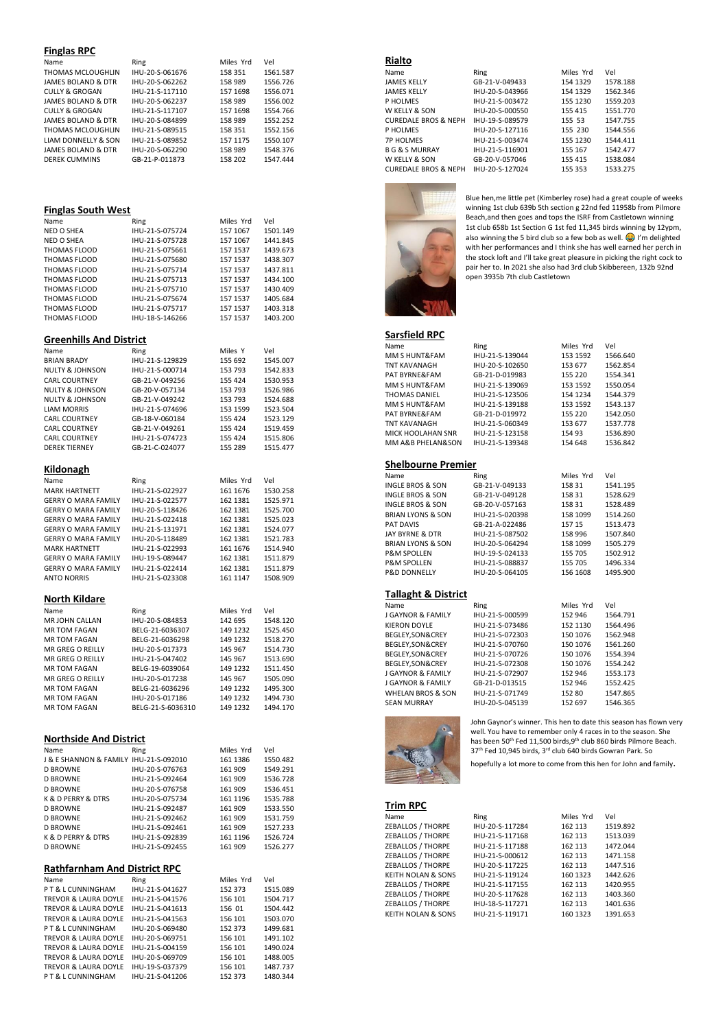## Finglas RPC

| Name | Ring | Miles Yrd | Vel |
|---|---|---|---|
| THOMAS MCLOUGHLIN | IHU-20-S-061676 | 158 351 | 1561.587 |
| JAMES BOLAND & DTR | IHU-20-S-062262 | 158 989 | 1556.726 |
| CULLY & GROGAN | IHU-21-S-117110 | 157 1698 | 1556.071 |
| JAMES BOLAND & DTR | IHU-20-S-062237 | 158 989 | 1556.002 |
| CULLY & GROGAN | IHU-21-S-117107 | 157 1698 | 1554.766 |
| JAMES BOLAND & DTR | IHU-20-S-084899 | 158 989 | 1552.252 |
| THOMAS MCLOUGHLIN | IHU-21-S-089515 | 158 351 | 1552.156 |
| LIAM DONNELLY & SON | IHU-21-S-089852 | 157 1175 | 1550.107 |
| JAMES BOLAND & DTR | IHU-20-S-062290 | 158 989 | 1548.376 |
| DEREK CUMMINS | GB-21-P-011873 | 158 202 | 1547.444 |

## Finglas South West

| Name | Ring | Miles Yrd | Vel |
|---|---|---|---|
| NED O SHEA | IHU-21-S-075724 | 157 1067 | 1501.149 |
| NED O SHEA | IHU-21-S-075728 | 157 1067 | 1441.845 |
| THOMAS FLOOD | IHU-21-S-075661 | 157 1537 | 1439.673 |
| THOMAS FLOOD | IHU-21-S-075680 | 157 1537 | 1438.307 |
| THOMAS FLOOD | IHU-21-S-075714 | 157 1537 | 1437.811 |
| THOMAS FLOOD | IHU-21-S-075713 | 157 1537 | 1434.100 |
| THOMAS FLOOD | IHU-21-S-075710 | 157 1537 | 1430.409 |
| THOMAS FLOOD | IHU-21-S-075674 | 157 1537 | 1405.684 |
| THOMAS FLOOD | IHU-21-S-075717 | 157 1537 | 1403.318 |
| THOMAS FLOOD | IHU-18-S-146266 | 157 1537 | 1403.200 |

## Greenhills And District

| Name | Ring | Miles Y | Vel |
|---|---|---|---|
| BRIAN BRADY | IHU-21-S-129829 | 155 692 | 1545.007 |
| NULTY & JOHNSON | IHU-21-S-000714 | 153 793 | 1542.833 |
| CARL COURTNEY | GB-21-V-049256 | 155 424 | 1530.953 |
| NULTY & JOHNSON | GB-20-V-057134 | 153 793 | 1526.986 |
| NULTY & JOHNSON | GB-21-V-049242 | 153 793 | 1524.688 |
| LIAM MORRIS | IHU-21-S-074696 | 153 1599 | 1523.504 |
| CARL COURTNEY | GB-18-V-060184 | 155 424 | 1523.129 |
| CARL COURTNEY | GB-21-V-049261 | 155 424 | 1519.459 |
| CARL COURTNEY | IHU-21-S-074723 | 155 424 | 1515.806 |
| DEREK TIERNEY | GB-21-C-024077 | 155 289 | 1515.477 |

## Kildonagh

| Name | Ring | Miles Yrd | Vel |
|---|---|---|---|
| MARK HARTNETT | IHU-21-S-022927 | 161 1676 | 1530.258 |
| GERRY O MARA FAMILY | IHU-21-S-022577 | 162 1381 | 1525.971 |
| GERRY O MARA FAMILY | IHU-20-S-118426 | 162 1381 | 1525.700 |
| GERRY O MARA FAMILY | IHU-21-S-022418 | 162 1381 | 1525.023 |
| GERRY O MARA FAMILY | IHU-21-S-131971 | 162 1381 | 1524.077 |
| GERRY O MARA FAMILY | IHU-20-S-118489 | 162 1381 | 1521.783 |
| MARK HARTNETT | IHU-21-S-022993 | 161 1676 | 1514.940 |
| GERRY O MARA FAMILY | IHU-19-S-089447 | 162 1381 | 1511.879 |
| GERRY O MARA FAMILY | IHU-21-S-022414 | 162 1381 | 1511.879 |
| ANTO NORRIS | IHU-21-S-023308 | 161 1147 | 1508.909 |

## North Kildare

| Name | Ring | Miles Yrd | Vel |
|---|---|---|---|
| MR JOHN CALLAN | IHU-20-S-084853 | 142 695 | 1548.120 |
| MR TOM FAGAN | BELG-21-6036307 | 149 1232 | 1525.450 |
| MR TOM FAGAN | BELG-21-6036298 | 149 1232 | 1518.270 |
| MR GREG O REILLY | IHU-20-S-017373 | 145 967 | 1514.730 |
| MR GREG O REILLY | IHU-21-S-047402 | 145 967 | 1513.690 |
| MR TOM FAGAN | BELG-19-6039064 | 149 1232 | 1511.450 |
| MR GREG O REILLY | IHU-20-S-017238 | 145 967 | 1505.090 |
| MR TOM FAGAN | BELG-21-6036296 | 149 1232 | 1495.300 |
| MR TOM FAGAN | IHU-20-S-017186 | 149 1232 | 1494.730 |
| MR TOM FAGAN | BELG-21-S-6036310 | 149 1232 | 1494.170 |

## Northside And District

| Name | Ring | Miles Yrd | Vel |
|---|---|---|---|
| J & E SHANNON & FAMILY | IHU-21-S-092010 | 161 1386 | 1550.482 |
| D BROWNE | IHU-20-S-076763 | 161 909 | 1549.291 |
| D BROWNE | IHU-21-S-092464 | 161 909 | 1536.728 |
| D BROWNE | IHU-20-S-076758 | 161 909 | 1536.451 |
| K & D PERRY & DTRS | IHU-20-S-075734 | 161 1196 | 1535.788 |
| D BROWNE | IHU-21-S-092487 | 161 909 | 1533.550 |
| D BROWNE | IHU-21-S-092462 | 161 909 | 1531.759 |
| D BROWNE | IHU-21-S-092461 | 161 909 | 1527.233 |
| K & D PERRY & DTRS | IHU-21-S-092839 | 161 1196 | 1526.724 |
| D BROWNE | IHU-21-S-092455 | 161 909 | 1526.277 |

## Rathfarnham And District RPC

| Name | Ring | Miles Yrd | Vel |
|---|---|---|---|
| P T & L CUNNINGHAM | IHU-21-S-041627 | 152 373 | 1515.089 |
| TREVOR & LAURA DOYLE | IHU-21-S-041576 | 156 101 | 1504.717 |
| TREVOR & LAURA DOYLE | IHU-21-S-041613 | 156 01 | 1504.442 |
| TREVOR & LAURA DOYLE | IHU-21-S-041563 | 156 101 | 1503.070 |
| P T & L CUNNINGHAM | IHU-20-S-069480 | 152 373 | 1499.681 |
| TREVOR & LAURA DOYLE | IHU-20-S-069751 | 156 101 | 1491.102 |
| TREVOR & LAURA DOYLE | IHU-21-S-004159 | 156 101 | 1490.024 |
| TREVOR & LAURA DOYLE | IHU-20-S-069709 | 156 101 | 1488.005 |
| TREVOR & LAURA DOYLE | IHU-19-S-037379 | 156 101 | 1487.737 |
| P T & L CUNNINGHAM | IHU-21-S-041206 | 152 373 | 1480.344 |

## Rialto

| Name | Ring | Miles Yrd | Vel |
|---|---|---|---|
| JAMES KELLY | GB-21-V-049433 | 154 1329 | 1578.188 |
| JAMES KELLY | IHU-20-S-043966 | 154 1329 | 1562.346 |
| P HOLMES | IHU-21-S-003472 | 155 1230 | 1559.203 |
| W KELLY & SON | IHU-20-S-000550 | 155 415 | 1551.770 |
| CUREDALE BROS & NEPH | IHU-19-S-089579 | 155 53 | 1547.755 |
| P HOLMES | IHU-20-S-127116 | 155 230 | 1544.556 |
| 7P HOLMES | IHU-21-S-003474 | 155 1230 | 1544.411 |
| B G & S MURRAY | IHU-21-S-116901 | 155 167 | 1542.477 |
| W KELLY & SON | GB-20-V-057046 | 155 415 | 1538.084 |
| CUREDALE BROS & NEPH | IHU-20-S-127024 | 155 353 | 1533.275 |

Blue hen,me little pet (Kimberley rose) had a great couple of weeks winning 1st club 639b 5th section g 22nd fed 11958b from Pilmore Beach,and then goes and tops the ISRF from Castletown winning 1st club 658b 1st Section G 1st fed 11,345 birds winning by 12ypm, also winning the 5 bird club so a few bob as well. 😂 I'm delighted with her performances and I think she has well earned her perch in the stock loft and I'll take great pleasure in picking the right cock to pair her to. In 2021 she also had 3rd club Skibbereen, 132b 92nd open 3935b 7th club Castletown

## Sarsfield RPC

| Name | Ring | Miles Yrd | Vel |
|---|---|---|---|
| MM S HUNT&FAM | IHU-21-S-139044 | 153 1592 | 1566.640 |
| TNT KAVANAGH | IHU-20-S-102650 | 153 677 | 1562.854 |
| PAT BYRNE&FAM | GB-21-D-019983 | 155 220 | 1554.341 |
| MM S HUNT&FAM | IHU-21-S-139069 | 153 1592 | 1550.054 |
| THOMAS DANIEL | IHU-21-S-123506 | 154 1234 | 1544.379 |
| MM S HUNT&FAM | IHU-21-S-139188 | 153 1592 | 1543.137 |
| PAT BYRNE&FAM | GB-21-D-019972 | 155 220 | 1542.050 |
| TNT KAVANAGH | IHU-21-S-060349 | 153 677 | 1537.778 |
| MICK HOOLAHAN SNR | IHU-21-S-123158 | 154 93 | 1536.890 |
| MM A&B PHELAN&SON | IHU-21-S-139348 | 154 648 | 1536.842 |

## Shelbourne Premier

| Name | Ring | Miles Yrd | Vel |
|---|---|---|---|
| INGLE BROS & SON | GB-21-V-049133 | 158 31 | 1541.195 |
| INGLE BROS & SON | GB-21-V-049128 | 158 31 | 1528.629 |
| INGLE BROS & SON | GB-20-V-057163 | 158 31 | 1528.489 |
| BRIAN LYONS & SON | IHU-21-S-020398 | 158 1099 | 1514.260 |
| PAT DAVIS | GB-21-A-022486 | 157 15 | 1513.473 |
| JAY BYRNE & DTR | IHU-21-S-087502 | 158 996 | 1507.840 |
| BRIAN LYONS & SON | IHU-20-S-064294 | 158 1099 | 1505.279 |
| P&M SPOLLEN | IHU-19-S-024133 | 155 705 | 1502.912 |
| P&M SPOLLEN | IHU-21-S-088837 | 155 705 | 1496.334 |
| P&D DONNELLY | IHU-20-S-064105 | 156 1608 | 1495.900 |

## Tallaght & District

| Name | Ring | Miles Yrd | Vel |
|---|---|---|---|
| J GAYNOR & FAMILY | IHU-21-S-000599 | 152 946 | 1564.791 |
| KIERON DOYLE | IHU-21-S-073486 | 152 1130 | 1564.496 |
| BEGLEY,SON&CREY | IHU-21-S-072303 | 150 1076 | 1562.948 |
| BEGLEY,SON&CREY | IHU-21-S-070760 | 150 1076 | 1561.260 |
| BEGLEY,SON&CREY | IHU-21-S-070726 | 150 1076 | 1554.394 |
| BEGLEY,SON&CREY | IHU-21-S-072308 | 150 1076 | 1554.242 |
| J GAYNOR & FAMILY | IHU-21-S-072907 | 152 946 | 1553.173 |
| J GAYNOR & FAMILY | GB-21-D-013515 | 152 946 | 1552.425 |
| WHELAN BROS & SON | IHU-21-S-071749 | 152 80 | 1547.865 |
| SEAN MURRAY | IHU-20-S-045139 | 152 697 | 1546.365 |

John Gaynor's winner. This hen to date this season has flown very well. You have to remember only 4 races in to the season. She has been 50th Fed 11,500 birds,9th club 860 birds Pilmore Beach. 37th Fed 10,945 birds, 3rd club 640 birds Gowran Park. So hopefully a lot more to come from this hen for John and family.

## Trim RPC

| Name | Ring | Miles Yrd | Vel |
|---|---|---|---|
| ZEBALLOS / THORPE | IHU-20-S-117284 | 162 113 | 1519.892 |
| ZEBALLOS / THORPE | IHU-21-S-117168 | 162 113 | 1513.039 |
| ZEBALLOS / THORPE | IHU-21-S-117188 | 162 113 | 1472.044 |
| ZEBALLOS / THORPE | IHU-21-S-000612 | 162 113 | 1471.158 |
| ZEBALLOS / THORPE | IHU-20-S-117225 | 162 113 | 1447.516 |
| KEITH NOLAN & SONS | IHU-21-S-119124 | 160 1323 | 1442.626 |
| ZEBALLOS / THORPE | IHU-21-S-117155 | 162 113 | 1420.955 |
| ZEBALLOS / THORPE | IHU-20-S-117628 | 162 113 | 1403.360 |
| ZEBALLOS / THORPE | IHU-18-S-117271 | 162 113 | 1401.636 |
| KEITH NOLAN & SONS | IHU-21-S-119171 | 160 1323 | 1391.653 |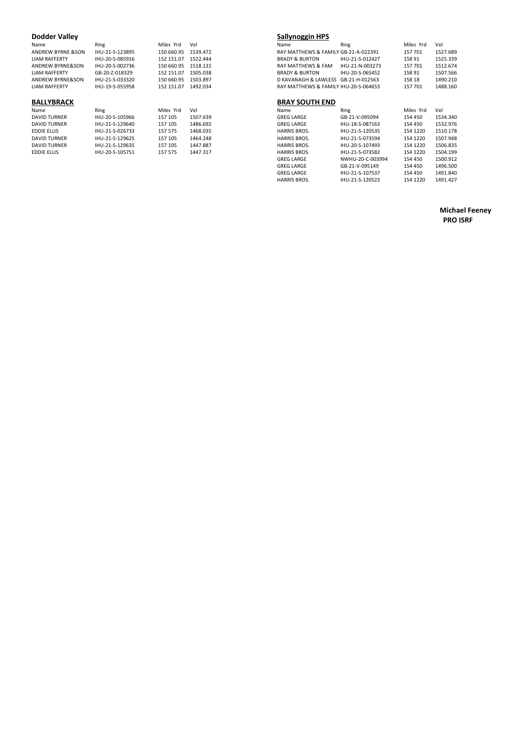## Dodder Valley

| Name | Ring | Miles Yrd | Vel |
|---|---|---|---|
| ANDREW BYRNE &SON | IHU-21-S-123895 | 150 660.95 | 1539.472 |
| LIAM RAFFERTY | IHU-20-S-085916 | 152 151.07 | 1522.444 |
| ANDREW BYRNE&SON | IHU-20-S-002736 | 150 660.95 | 1518.131 |
| LIAM RAFFERTY | GB-20-Z-018329 | 152 151.07 | 1505.038 |
| ANDREW BYRNE&SON | IHU-21-S-033320 | 150 660.95 | 1503.897 |
| LIAM RAFFERTY | IHU-19-S-055958 | 152 151.07 | 1492.034 |

## BALLYBRACK

| Name | Ring | Miles Yrd | Vel |
|---|---|---|---|
| DAVID TURNER | IHU-20-S-105966 | 157 105 | 1507.639 |
| DAVID TURNER | IHU-21-S-129640 | 157 105 | 1486.692 |
| EDDIE ELLIS | IHU-21-S-026733 | 157 575 | 1468.035 |
| DAVID TURNER | IHU-21-S-129625 | 157 105 | 1464.248 |
| DAVID TURNER | IHU-21-S-129635 | 157 105 | 1447.887 |
| EDDIE ELLIS | IHU-20-S-105751 | 157 575 | 1447.317 |

## Sallynoggin HPS

| Name | Ring | Miles Yrd | Vel |
|---|---|---|---|
| RAY MATTHEWS & FAMILY | GB-21-A-022391 | 157 701 | 1527.689 |
| BRADY & BURTON | IHU-21-S-012427 | 158 91 | 1525.339 |
| RAY MATTHEWS & FAM | IHU-21-N-003273 | 157 701 | 1512.674 |
| BRADY & BURTON | IHU-20-S-065452 | 158 91 | 1507.566 |
| D KAVANAGH & LAWLESS | GB-21-H-012563 | 158 18 | 1490.210 |
| RAY MATTHEWS & FAMILY | IHU-20-S-064653 | 157 701 | 1488.160 |

## BRAY SOUTH END

| Name | Ring | Miles Yrd | Vel |
|---|---|---|---|
| GREG LARGE | GB-21-V-095094 | 154 450 | 1534.340 |
| GREG LARGE | IHU-18-S-087163 | 154 450 | 1532.976 |
| HARRIS BROS. | IHU-21-S-120535 | 154 1220 | 1510.178 |
| HARRIS BROS. | IHU-21-S-073594 | 154 1220 | 1507.948 |
| HARRIS BROS. | IHU-20-S-107493 | 154 1220 | 1506.835 |
| HARRIS BROS. | IHU-21-S-073582 | 154 1220 | 1504.199 |
| GREG LARGE | NWHU-20-C-003994 | 154 450 | 1500.912 |
| GREG LARGE | GB-21-V-095149 | 154 450 | 1496.500 |
| GREG LARGE | IHU-21-S-107537 | 154 450 | 1491.840 |
| HARRIS BROS. | IHU-21-S-120523 | 154 1220 | 1491.427 |

**Michael Feeney**
**PRO ISRF**